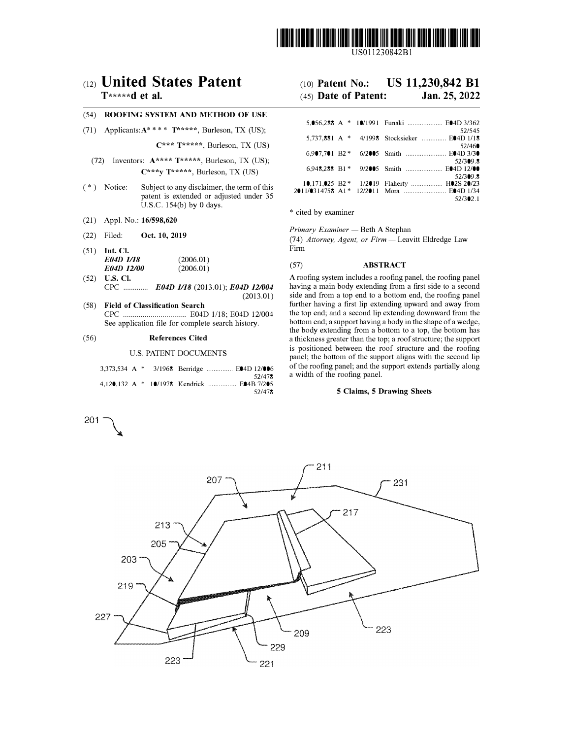US011230842B1

# (12) United States Patent
**T\*\*\*\*\*d et al.**

(10) **Patent No.: US 11,230,842 B1**

(45) **Date of Patent: Jan. 25, 2022**

(54) **ROOFING SYSTEM AND METHOD OF USE**

(71) Applicants: **A\*\*\*\* T\*\*\*\*\***, Burleson, TX (US); **C\*\*\* T\*\*\*\*\***, Burleson, TX (US)

(72) Inventors: **A\*\*\*\* T\*\*\*\*\***, Burleson, TX (US); **C\*\*\*y T\*\*\*\*\***, Burleson, TX (US)

( * ) Notice: Subject to any disclaimer, the term of this patent is extended or adjusted under 35 U.S.C. 154(b) by 0 days.

(21) Appl. No.: **16/598,620**

(22) Filed: **Oct. 10, 2019**

(51) **Int. Cl.**
*E04D 1/18* (2006.01)
*E04D 12/00* (2006.01)

(52) **U.S. Cl.**
CPC ............ ***E04D 1/18*** (2013.01); ***E04D 12/004*** (2013.01)

(58) **Field of Classification Search**
CPC ................................ E04D 1/18; E04D 12/004
See application file for complete search history.

(56) **References Cited**

U.S. PATENT DOCUMENTS

3,373,534 A * 3/1968 Berridge ............... E04D 12/006 52/478
4,120,132 A * 10/1978 Kendrick ................ E04B 7/205 52/478
5,056,288 A * 10/1991 Funaki .................... E04D 3/362 52/545
5,737,881 A * 4/1998 Stocksieker ............. E04D 1/18 52/460
6,907,701 B2 * 6/2005 Smith ....................... E04D 3/30 52/309.8
6,948,288 B1 * 9/2005 Smith ..................... E04D 12/00 52/309.8
10,171,025 B2 * 1/2019 Flaherty .................. H02S 20/23
2011/0314758 A1 * 12/2011 Mora ........................ E04D 1/34 52/302.1

\* cited by examiner

*Primary Examiner* — Beth A Stephan

(74) *Attorney, Agent, or Firm* — Leavitt Eldredge Law Firm

(57) **ABSTRACT**

A roofing system includes a roofing panel, the roofing panel having a main body extending from a first side to a second side and from a top end to a bottom end, the roofing panel further having a first lip extending upward and away from the top end; and a second lip extending downward from the bottom end; a support having a body in the shape of a wedge, the body extending from a bottom to a top, the bottom has a thickness greater than the top; a roof structure; the support is positioned between the roof structure and the roofing panel; the bottom of the support aligns with the second lip of the roofing panel; and the support extends partially along a width of the roofing panel.

**5 Claims, 5 Drawing Sheets**

201 207 211 231 217 213 205 203 219 227 209 223 229 223 221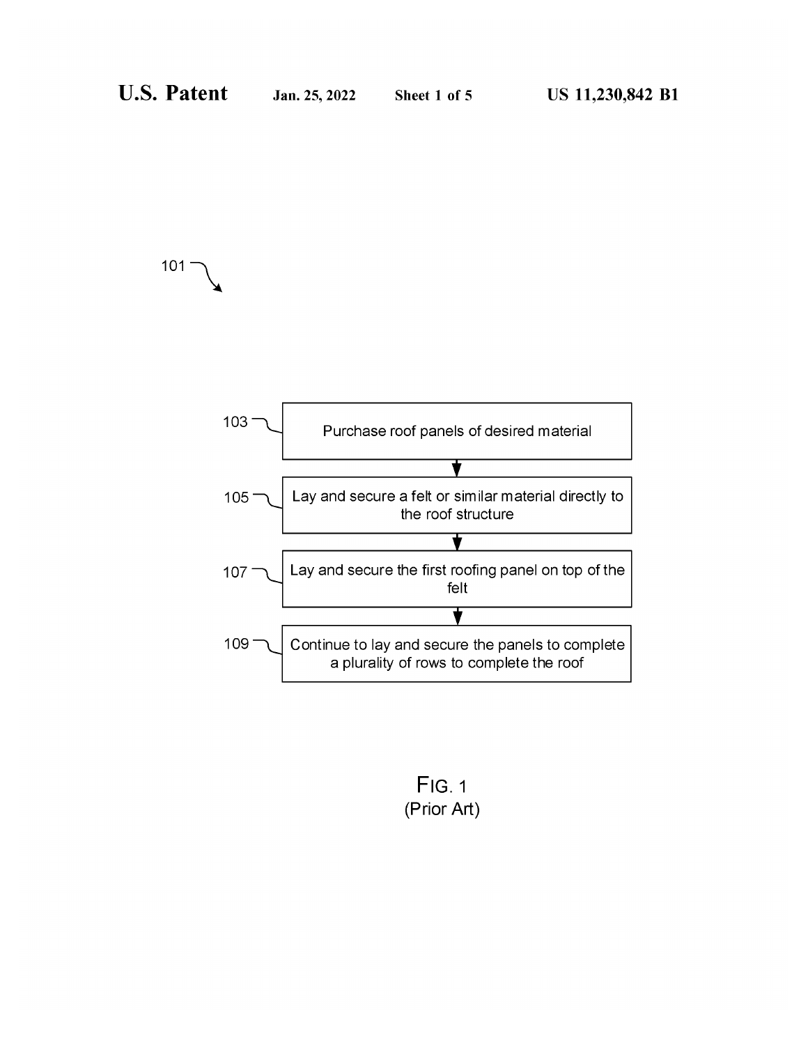101

103 — Purchase roof panels of desired material

105 — Lay and secure a felt or similar material directly to the roof structure

107 — Lay and secure the first roofing panel on top of the felt

109 — Continue to lay and secure the panels to complete a plurality of rows to complete the roof

FIG. 1
(Prior Art)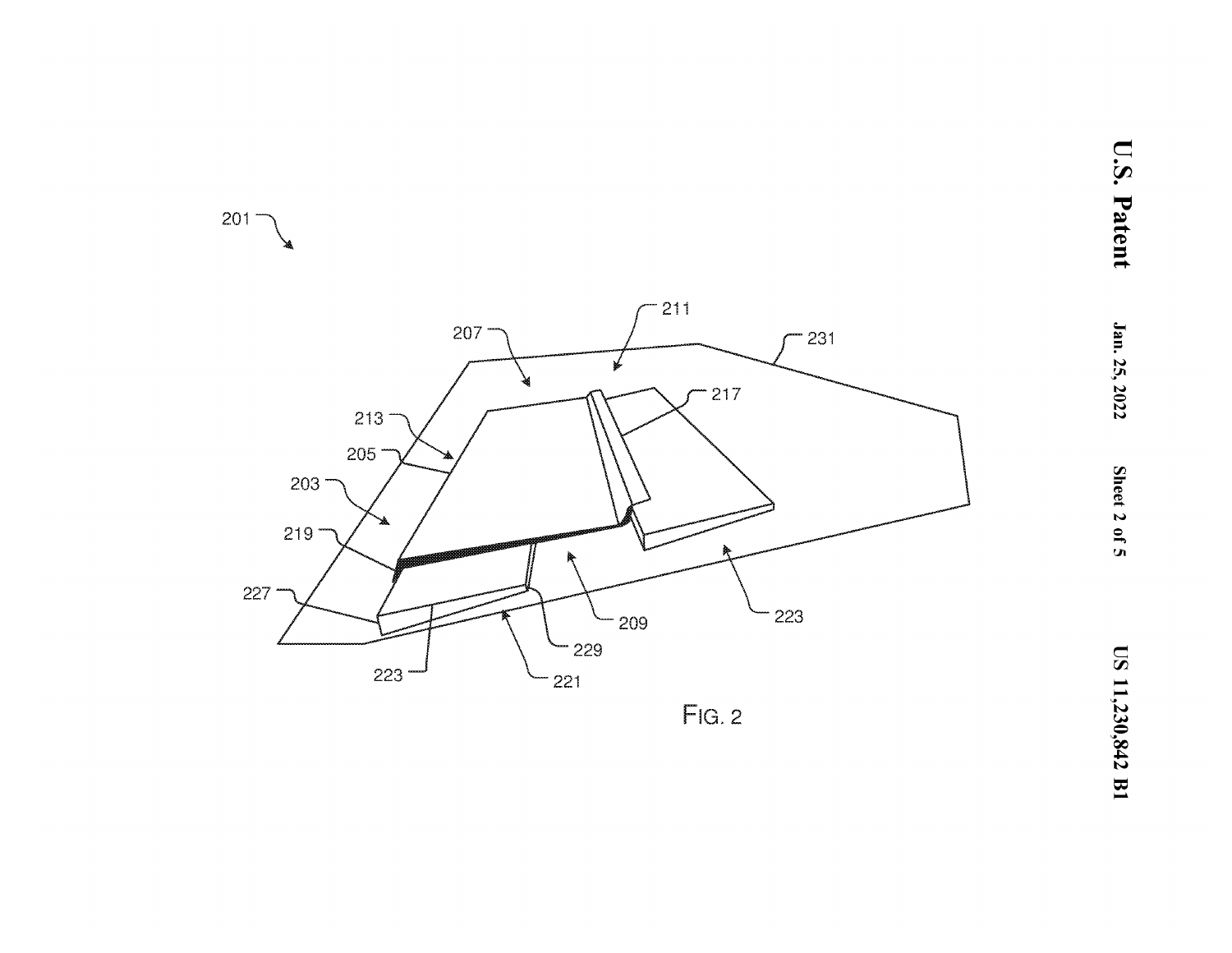FIG. 2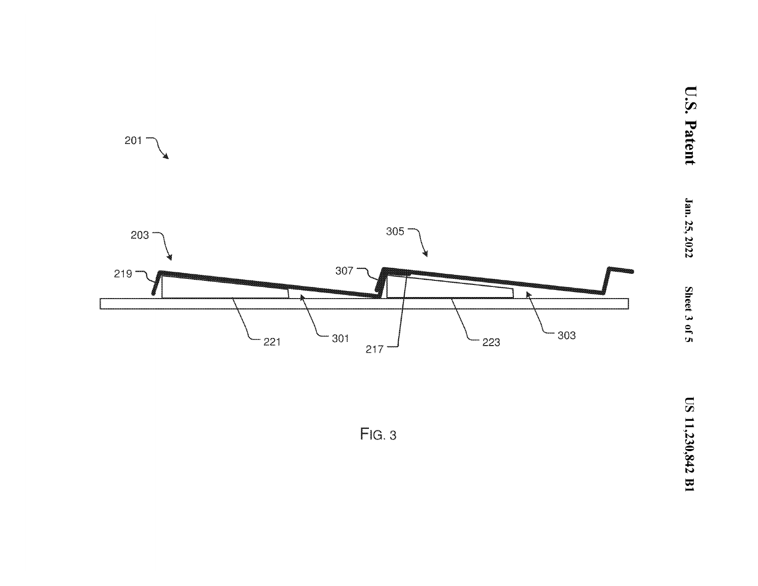FIG. 3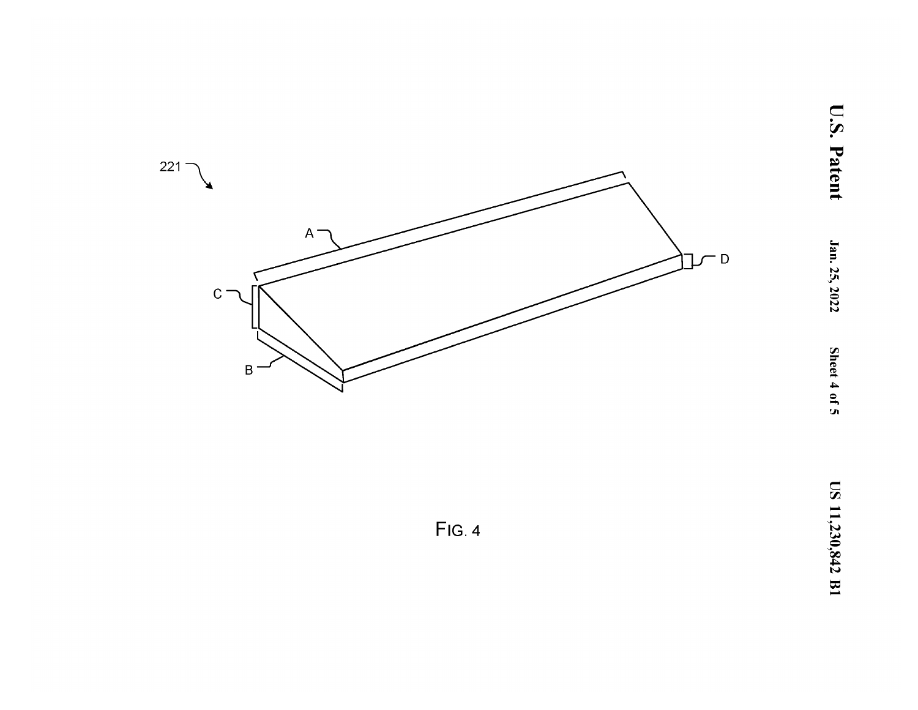FIG. 4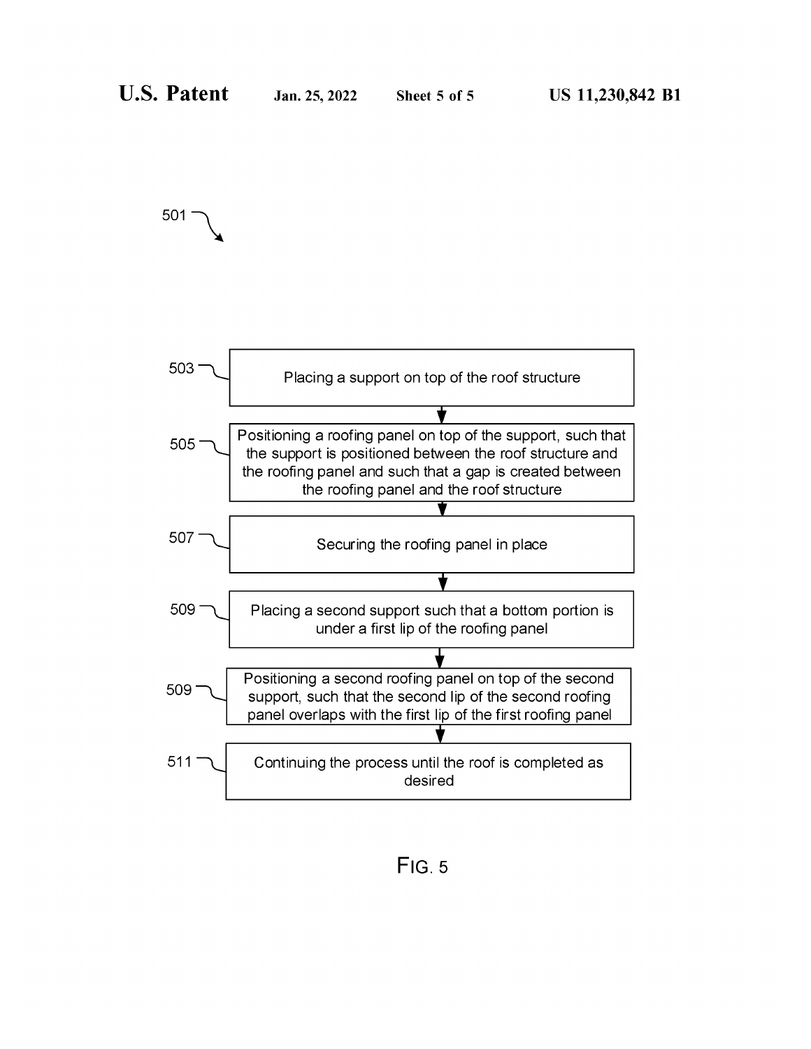501

503 Placing a support on top of the roof structure

505 Positioning a roofing panel on top of the support, such that the support is positioned between the roof structure and the roofing panel and such that a gap is created between the roofing panel and the roof structure

507 Securing the roofing panel in place

509 Placing a second support such that a bottom portion is under a first lip of the roofing panel

509 Positioning a second roofing panel on top of the second support, such that the second lip of the second roofing panel overlaps with the first lip of the first roofing panel

511 Continuing the process until the roof is completed as desired

FIG. 5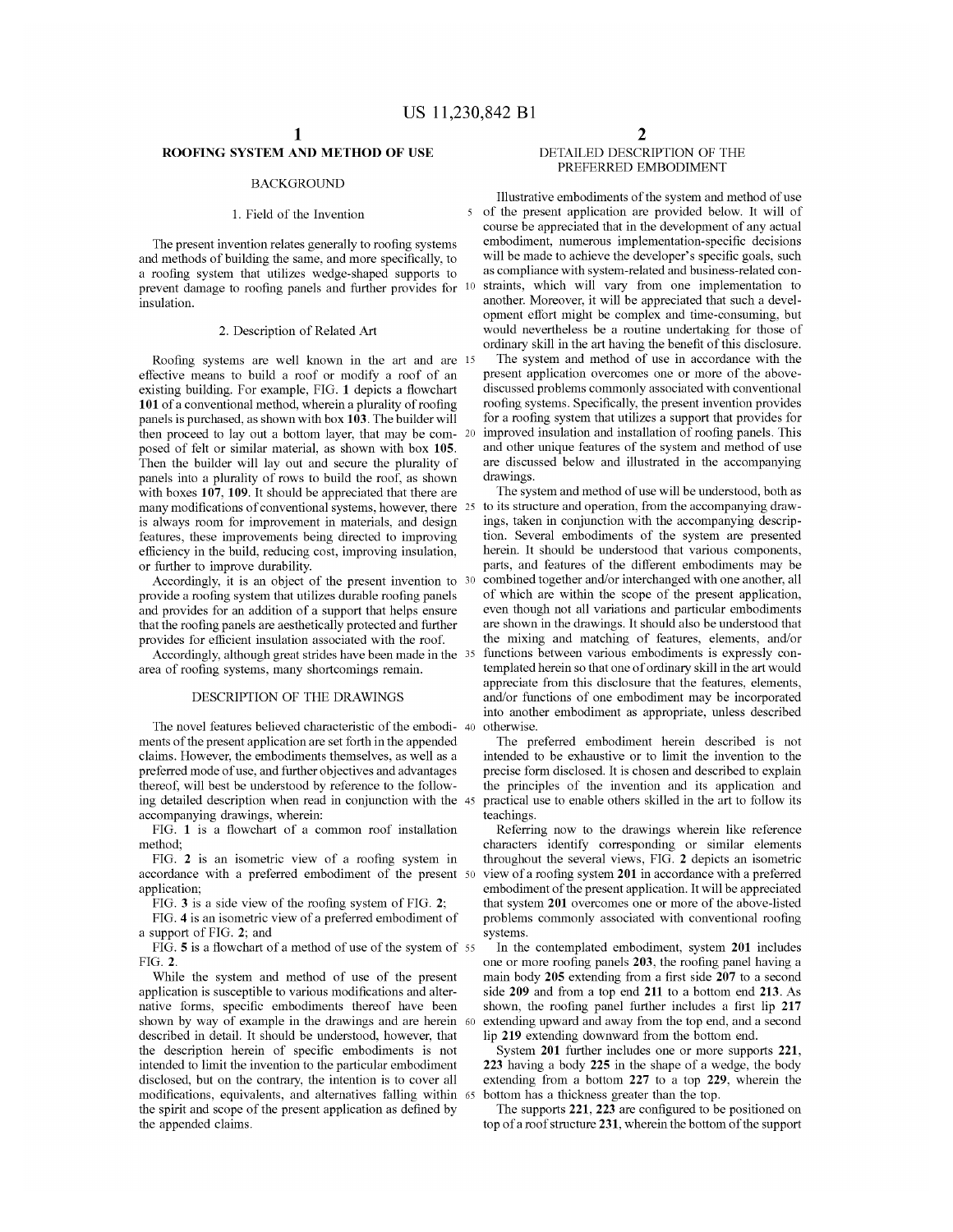# ROOFING SYSTEM AND METHOD OF USE

## BACKGROUND

### 1. Field of the Invention

The present invention relates generally to roofing systems and methods of building the same, and more specifically, to a roofing system that utilizes wedge-shaped supports to prevent damage to roofing panels and further provides for insulation.

### 2. Description of Related Art

Roofing systems are well known in the art and are effective means to build a roof or modify a roof of an existing building. For example, FIG. **1** depicts a flowchart **101** of a conventional method, wherein a plurality of roofing panels is purchased, as shown with box **103**. The builder will then proceed to lay out a bottom layer, that may be composed of felt or similar material, as shown with box **105**. Then the builder will lay out and secure the plurality of panels into a plurality of rows to build the roof, as shown with boxes **107**, **109**. It should be appreciated that there are many modifications of conventional systems, however, there is always room for improvement in materials, and design features, these improvements being directed to improving efficiency in the build, reducing cost, improving insulation, or further to improve durability.

Accordingly, it is an object of the present invention to provide a roofing system that utilizes durable roofing panels and provides for an addition of a support that helps ensure that the roofing panels are aesthetically protected and further provides for efficient insulation associated with the roof.

Accordingly, although great strides have been made in the area of roofing systems, many shortcomings remain.

## DESCRIPTION OF THE DRAWINGS

The novel features believed characteristic of the embodiments of the present application are set forth in the appended claims. However, the embodiments themselves, as well as a preferred mode of use, and further objectives and advantages thereof, will best be understood by reference to the following detailed description when read in conjunction with the accompanying drawings, wherein:

FIG. **1** is a flowchart of a common roof installation method;

FIG. **2** is an isometric view of a roofing system in accordance with a preferred embodiment of the present application;

FIG. **3** is a side view of the roofing system of FIG. **2**;

FIG. **4** is an isometric view of a preferred embodiment of a support of FIG. **2**; and

FIG. **5** is a flowchart of a method of use of the system of FIG. **2**.

While the system and method of use of the present application is susceptible to various modifications and alternative forms, specific embodiments thereof have been shown by way of example in the drawings and are herein described in detail. It should be understood, however, that the description herein of specific embodiments is not intended to limit the invention to the particular embodiment disclosed, but on the contrary, the intention is to cover all modifications, equivalents, and alternatives falling within the spirit and scope of the present application as defined by the appended claims.

## DETAILED DESCRIPTION OF THE PREFERRED EMBODIMENT

Illustrative embodiments of the system and method of use of the present application are provided below. It will of course be appreciated that in the development of any actual embodiment, numerous implementation-specific decisions will be made to achieve the developer's specific goals, such as compliance with system-related and business-related constraints, which will vary from one implementation to another. Moreover, it will be appreciated that such a development effort might be complex and time-consuming, but would nevertheless be a routine undertaking for those of ordinary skill in the art having the benefit of this disclosure.

The system and method of use in accordance with the present application overcomes one or more of the above-discussed problems commonly associated with conventional roofing systems. Specifically, the present invention provides for a roofing system that utilizes a support that provides for improved insulation and installation of roofing panels. This and other unique features of the system and method of use are discussed below and illustrated in the accompanying drawings.

The system and method of use will be understood, both as to its structure and operation, from the accompanying drawings, taken in conjunction with the accompanying description. Several embodiments of the system are presented herein. It should be understood that various components, parts, and features of the different embodiments may be combined together and/or interchanged with one another, all of which are within the scope of the present application, even though not all variations and particular embodiments are shown in the drawings. It should also be understood that the mixing and matching of features, elements, and/or functions between various embodiments is expressly contemplated herein so that one of ordinary skill in the art would appreciate from this disclosure that the features, elements, and/or functions of one embodiment may be incorporated into another embodiment as appropriate, unless described otherwise.

The preferred embodiment herein described is not intended to be exhaustive or to limit the invention to the precise form disclosed. It is chosen and described to explain the principles of the invention and its application and practical use to enable others skilled in the art to follow its teachings.

Referring now to the drawings wherein like reference characters identify corresponding or similar elements throughout the several views, FIG. **2** depicts an isometric view of a roofing system **201** in accordance with a preferred embodiment of the present application. It will be appreciated that system **201** overcomes one or more of the above-listed problems commonly associated with conventional roofing systems.

In the contemplated embodiment, system **201** includes one or more roofing panels **203**, the roofing panel having a main body **205** extending from a first side **207** to a second side **209** and from a top end **211** to a bottom end **213**. As shown, the roofing panel further includes a first lip **217** extending upward and away from the top end, and a second lip **219** extending downward from the bottom end.

System **201** further includes one or more supports **221**, **223** having a body **225** in the shape of a wedge, the body extending from a bottom **227** to a top **229**, wherein the bottom has a thickness greater than the top.

The supports **221**, **223** are configured to be positioned on top of a roof structure **231**, wherein the bottom of the support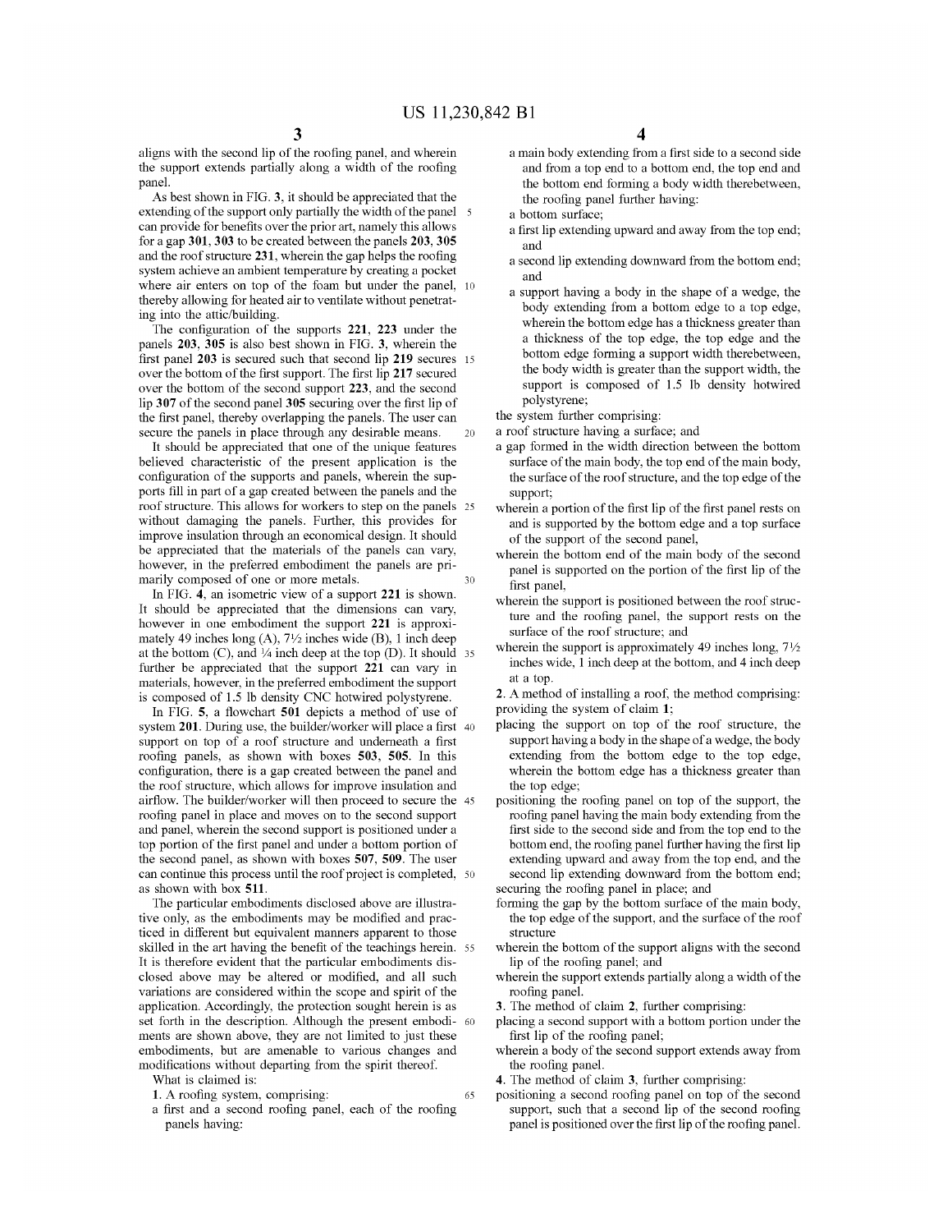aligns with the second lip of the roofing panel, and wherein the support extends partially along a width of the roofing panel.

As best shown in FIG. 3, it should be appreciated that the extending of the support only partially the width of the panel can provide for benefits over the prior art, namely this allows for a gap 301, 303 to be created between the panels 203, 305 and the roof structure 231, wherein the gap helps the roofing system achieve an ambient temperature by creating a pocket where air enters on top of the foam but under the panel, thereby allowing for heated air to ventilate without penetrating into the attic/building.

The configuration of the supports 221, 223 under the panels 203, 305 is also best shown in FIG. 3, wherein the first panel 203 is secured such that second lip 219 secures over the bottom of the first support. The first lip 217 secured over the bottom of the second support 223, and the second lip 307 of the second panel 305 securing over the first lip of the first panel, thereby overlapping the panels. The user can secure the panels in place through any desirable means.

It should be appreciated that one of the unique features believed characteristic of the present application is the configuration of the supports and panels, wherein the supports fill in part of a gap created between the panels and the roof structure. This allows for workers to step on the panels without damaging the panels. Further, this provides for improve insulation through an economical design. It should be appreciated that the materials of the panels can vary, however, in the preferred embodiment the panels are primarily composed of one or more metals.

In FIG. 4, an isometric view of a support 221 is shown. It should be appreciated that the dimensions can vary, however in one embodiment the support 221 is approximately 49 inches long (A), 7½ inches wide (B), 1 inch deep at the bottom (C), and ¼ inch deep at the top (D). It should further be appreciated that the support 221 can vary in materials, however, in the preferred embodiment the support is composed of 1.5 lb density CNC hotwired polystyrene.

In FIG. 5, a flowchart 501 depicts a method of use of system 201. During use, the builder/worker will place a first support on top of a roof structure and underneath a first roofing panels, as shown with boxes 503, 505. In this configuration, there is a gap created between the panel and the roof structure, which allows for improve insulation and airflow. The builder/worker will then proceed to secure the roofing panel in place and moves on to the second support and panel, wherein the second support is positioned under a top portion of the first panel and under a bottom portion of the second panel, as shown with boxes 507, 509. The user can continue this process until the roof project is completed, as shown with box 511.

The particular embodiments disclosed above are illustrative only, as the embodiments may be modified and practiced in different but equivalent manners apparent to those skilled in the art having the benefit of the teachings herein. It is therefore evident that the particular embodiments disclosed above may be altered or modified, and all such variations are considered within the scope and spirit of the application. Accordingly, the protection sought herein is as set forth in the description. Although the present embodiments are shown above, they are not limited to just these embodiments, but are amenable to various changes and modifications without departing from the spirit thereof.

What is claimed is:

1. A roofing system, comprising:

a first and a second roofing panel, each of the roofing panels having:

a main body extending from a first side to a second side and from a top end to a bottom end, the top end and the bottom end forming a body width therebetween, the roofing panel further having:

a bottom surface;

a first lip extending upward and away from the top end; and

a second lip extending downward from the bottom end; and

a support having a body in the shape of a wedge, the body extending from a bottom edge to a top edge, wherein the bottom edge has a thickness greater than a thickness of the top edge, the top edge and the bottom edge forming a support width therebetween, the body width is greater than the support width, the support is composed of 1.5 lb density hotwired polystyrene;

the system further comprising:

a roof structure having a surface; and

a gap formed in the width direction between the bottom surface of the main body, the top end of the main body, the surface of the roof structure, and the top edge of the support;

wherein a portion of the first lip of the first panel rests on and is supported by the bottom edge and a top surface of the support of the second panel,

wherein the bottom end of the main body of the second panel is supported on the portion of the first lip of the first panel,

wherein the support is positioned between the roof structure and the roofing panel, the support rests on the surface of the roof structure; and

wherein the support is approximately 49 inches long, 7½ inches wide, 1 inch deep at the bottom, and 4 inch deep at a top.

2. A method of installing a roof, the method comprising:

providing the system of claim 1;

placing the support on top of the roof structure, the support having a body in the shape of a wedge, the body extending from the bottom edge to the top edge, wherein the bottom edge has a thickness greater than the top edge;

positioning the roofing panel on top of the support, the roofing panel having the main body extending from the first side to the second side and from the top end to the bottom end, the roofing panel further having the first lip extending upward and away from the top end, and the second lip extending downward from the bottom end;

securing the roofing panel in place; and

forming the gap by the bottom surface of the main body, the top edge of the support, and the surface of the roof structure

wherein the bottom of the support aligns with the second lip of the roofing panel; and

wherein the support extends partially along a width of the roofing panel.

3. The method of claim 2, further comprising:

placing a second support with a bottom portion under the first lip of the roofing panel;

wherein a body of the second support extends away from the roofing panel.

4. The method of claim 3, further comprising:

positioning a second roofing panel on top of the second support, such that a second lip of the second roofing panel is positioned over the first lip of the roofing panel.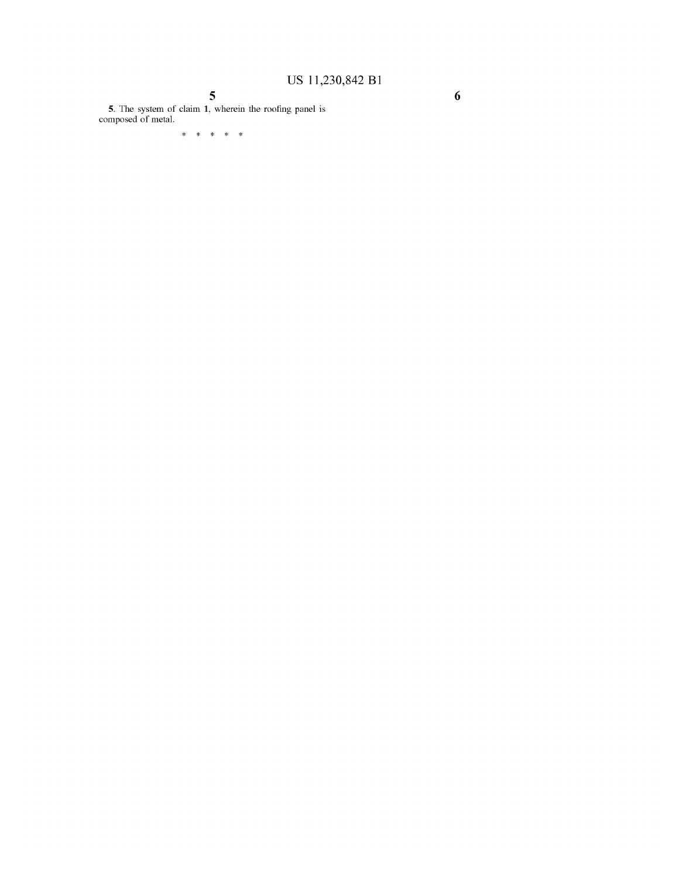5. The system of claim 1, wherein the roofing panel is composed of metal.

* * * * *